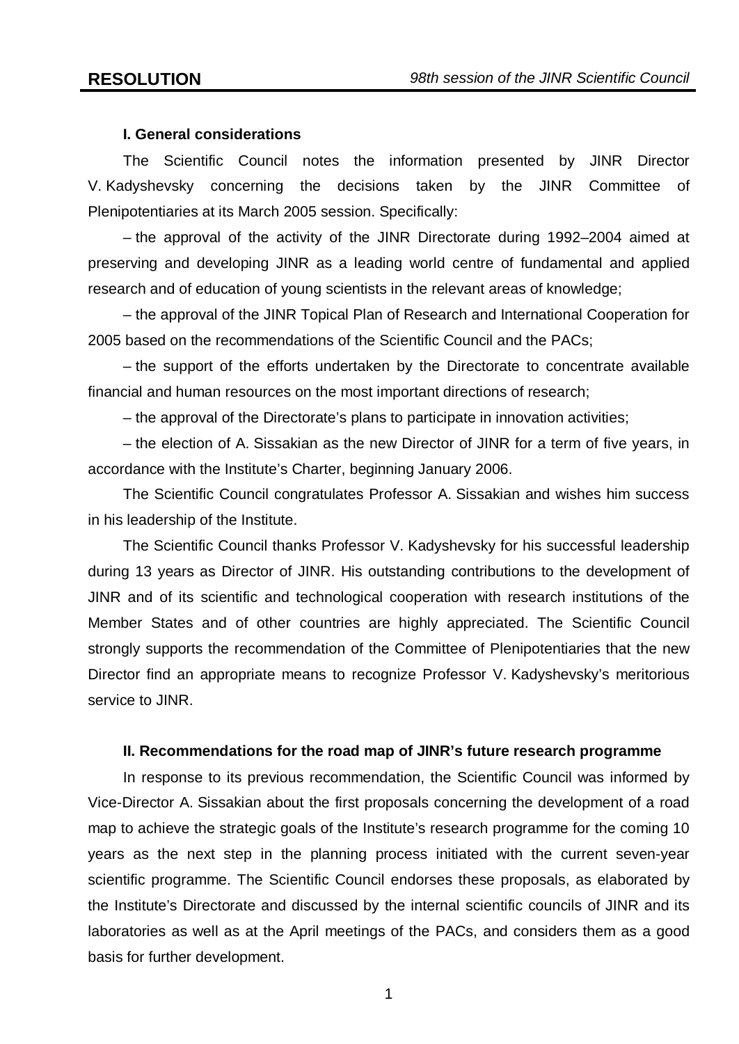# RESOLUTION

*98th session of the JINR Scientific Council*

### I. General considerations

The Scientific Council notes the information presented by JINR Director V. Kadyshevsky concerning the decisions taken by the JINR Committee of Plenipotentiaries at its March 2005 session. Specifically:

– the approval of the activity of the JINR Directorate during 1992–2004 aimed at preserving and developing JINR as a leading world centre of fundamental and applied research and of education of young scientists in the relevant areas of knowledge;

– the approval of the JINR Topical Plan of Research and International Cooperation for 2005 based on the recommendations of the Scientific Council and the PACs;

– the support of the efforts undertaken by the Directorate to concentrate available financial and human resources on the most important directions of research;

– the approval of the Directorate's plans to participate in innovation activities;

– the election of A. Sissakian as the new Director of JINR for a term of five years, in accordance with the Institute's Charter, beginning January 2006.

The Scientific Council congratulates Professor A. Sissakian and wishes him success in his leadership of the Institute.

The Scientific Council thanks Professor V. Kadyshevsky for his successful leadership during 13 years as Director of JINR. His outstanding contributions to the development of JINR and of its scientific and technological cooperation with research institutions of the Member States and of other countries are highly appreciated. The Scientific Council strongly supports the recommendation of the Committee of Plenipotentiaries that the new Director find an appropriate means to recognize Professor V. Kadyshevsky's meritorious service to JINR.

### II. Recommendations for the road map of JINR's future research programme

In response to its previous recommendation, the Scientific Council was informed by Vice-Director A. Sissakian about the first proposals concerning the development of a road map to achieve the strategic goals of the Institute's research programme for the coming 10 years as the next step in the planning process initiated with the current seven-year scientific programme. The Scientific Council endorses these proposals, as elaborated by the Institute's Directorate and discussed by the internal scientific councils of JINR and its laboratories as well as at the April meetings of the PACs, and considers them as a good basis for further development.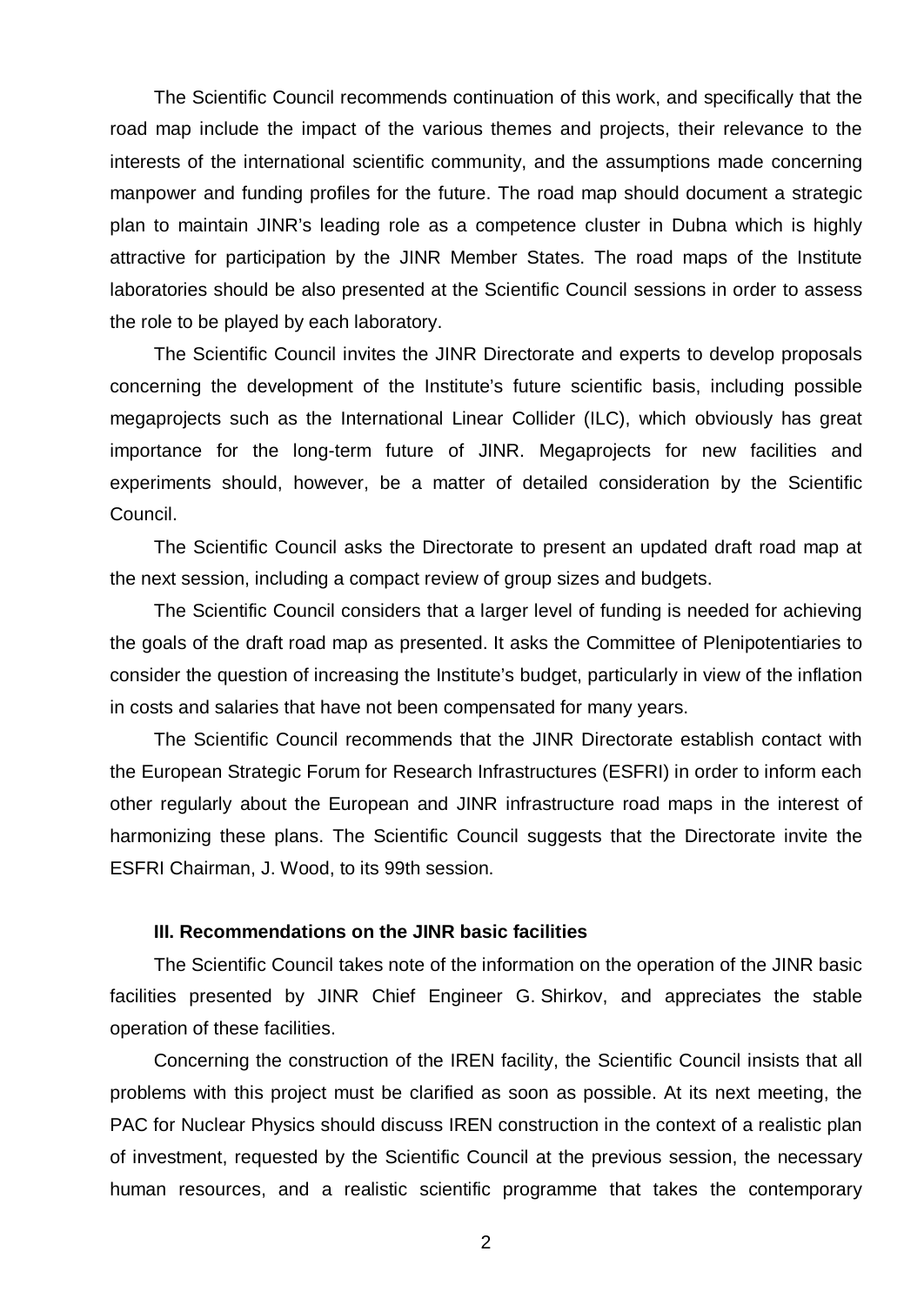The Scientific Council recommends continuation of this work, and specifically that the road map include the impact of the various themes and projects, their relevance to the interests of the international scientific community, and the assumptions made concerning manpower and funding profiles for the future. The road map should document a strategic plan to maintain JINR's leading role as a competence cluster in Dubna which is highly attractive for participation by the JINR Member States. The road maps of the Institute laboratories should be also presented at the Scientific Council sessions in order to assess the role to be played by each laboratory.

The Scientific Council invites the JINR Directorate and experts to develop proposals concerning the development of the Institute's future scientific basis, including possible megaprojects such as the International Linear Collider (ILC), which obviously has great importance for the long-term future of JINR. Megaprojects for new facilities and experiments should, however, be a matter of detailed consideration by the Scientific Council.

The Scientific Council asks the Directorate to present an updated draft road map at the next session, including a compact review of group sizes and budgets.

The Scientific Council considers that a larger level of funding is needed for achieving the goals of the draft road map as presented. It asks the Committee of Plenipotentiaries to consider the question of increasing the Institute's budget, particularly in view of the inflation in costs and salaries that have not been compensated for many years.

The Scientific Council recommends that the JINR Directorate establish contact with the European Strategic Forum for Research Infrastructures (ESFRI) in order to inform each other regularly about the European and JINR infrastructure road maps in the interest of harmonizing these plans. The Scientific Council suggests that the Directorate invite the ESFRI Chairman, J. Wood, to its 99th session.

### III. Recommendations on the JINR basic facilities

The Scientific Council takes note of the information on the operation of the JINR basic facilities presented by JINR Chief Engineer G. Shirkov, and appreciates the stable operation of these facilities.

Concerning the construction of the IREN facility, the Scientific Council insists that all problems with this project must be clarified as soon as possible. At its next meeting, the PAC for Nuclear Physics should discuss IREN construction in the context of a realistic plan of investment, requested by the Scientific Council at the previous session, the necessary human resources, and a realistic scientific programme that takes the contemporary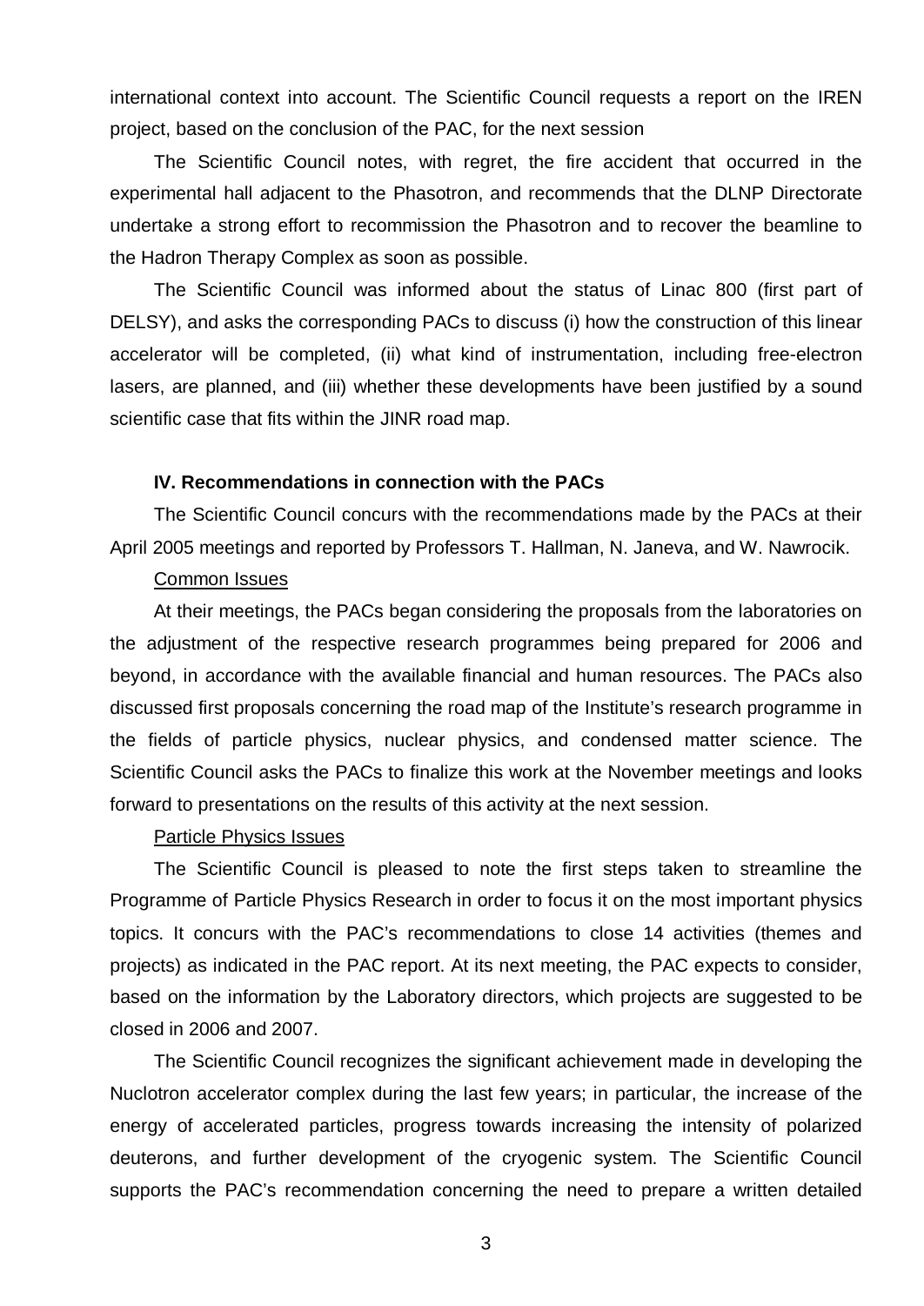international context into account. The Scientific Council requests a report on the IREN project, based on the conclusion of the PAC, for the next session

The Scientific Council notes, with regret, the fire accident that occurred in the experimental hall adjacent to the Phasotron, and recommends that the DLNP Directorate undertake a strong effort to recommission the Phasotron and to recover the beamline to the Hadron Therapy Complex as soon as possible.

The Scientific Council was informed about the status of Linac 800 (first part of DELSY), and asks the corresponding PACs to discuss (i) how the construction of this linear accelerator will be completed, (ii) what kind of instrumentation, including free-electron lasers, are planned, and (iii) whether these developments have been justified by a sound scientific case that fits within the JINR road map.

### IV. Recommendations in connection with the PACs

The Scientific Council concurs with the recommendations made by the PACs at their April 2005 meetings and reported by Professors T. Hallman, N. Janeva, and W. Nawrocik.

Common Issues

At their meetings, the PACs began considering the proposals from the laboratories on the adjustment of the respective research programmes being prepared for 2006 and beyond, in accordance with the available financial and human resources. The PACs also discussed first proposals concerning the road map of the Institute's research programme in the fields of particle physics, nuclear physics, and condensed matter science. The Scientific Council asks the PACs to finalize this work at the November meetings and looks forward to presentations on the results of this activity at the next session.

Particle Physics Issues

The Scientific Council is pleased to note the first steps taken to streamline the Programme of Particle Physics Research in order to focus it on the most important physics topics. It concurs with the PAC's recommendations to close 14 activities (themes and projects) as indicated in the PAC report. At its next meeting, the PAC expects to consider, based on the information by the Laboratory directors, which projects are suggested to be closed in 2006 and 2007.

The Scientific Council recognizes the significant achievement made in developing the Nuclotron accelerator complex during the last few years; in particular, the increase of the energy of accelerated particles, progress towards increasing the intensity of polarized deuterons, and further development of the cryogenic system. The Scientific Council supports the PAC's recommendation concerning the need to prepare a written detailed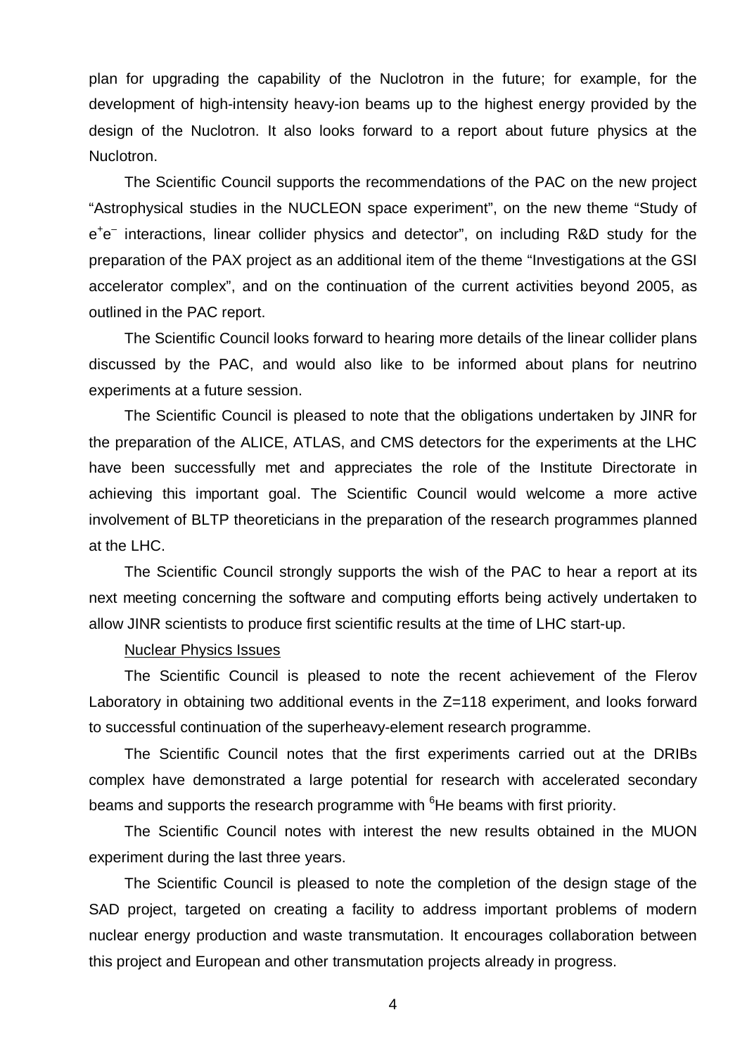plan for upgrading the capability of the Nuclotron in the future; for example, for the development of high-intensity heavy-ion beams up to the highest energy provided by the design of the Nuclotron. It also looks forward to a report about future physics at the Nuclotron.

The Scientific Council supports the recommendations of the PAC on the new project "Astrophysical studies in the NUCLEON space experiment", on the new theme "Study of $e^+e^-$ interactions, linear collider physics and detector", on including R&D study for the preparation of the PAX project as an additional item of the theme "Investigations at the GSI accelerator complex", and on the continuation of the current activities beyond 2005, as outlined in the PAC report.

The Scientific Council looks forward to hearing more details of the linear collider plans discussed by the PAC, and would also like to be informed about plans for neutrino experiments at a future session.

The Scientific Council is pleased to note that the obligations undertaken by JINR for the preparation of the ALICE, ATLAS, and CMS detectors for the experiments at the LHC have been successfully met and appreciates the role of the Institute Directorate in achieving this important goal. The Scientific Council would welcome a more active involvement of BLTP theoreticians in the preparation of the research programmes planned at the LHC.

The Scientific Council strongly supports the wish of the PAC to hear a report at its next meeting concerning the software and computing efforts being actively undertaken to allow JINR scientists to produce first scientific results at the time of LHC start-up.

Nuclear Physics Issues

The Scientific Council is pleased to note the recent achievement of the Flerov Laboratory in obtaining two additional events in the Z=118 experiment, and looks forward to successful continuation of the superheavy-element research programme.

The Scientific Council notes that the first experiments carried out at the DRIBs complex have demonstrated a large potential for research with accelerated secondary beams and supports the research programme with $^6$He beams with first priority.

The Scientific Council notes with interest the new results obtained in the MUON experiment during the last three years.

The Scientific Council is pleased to note the completion of the design stage of the SAD project, targeted on creating a facility to address important problems of modern nuclear energy production and waste transmutation. It encourages collaboration between this project and European and other transmutation projects already in progress.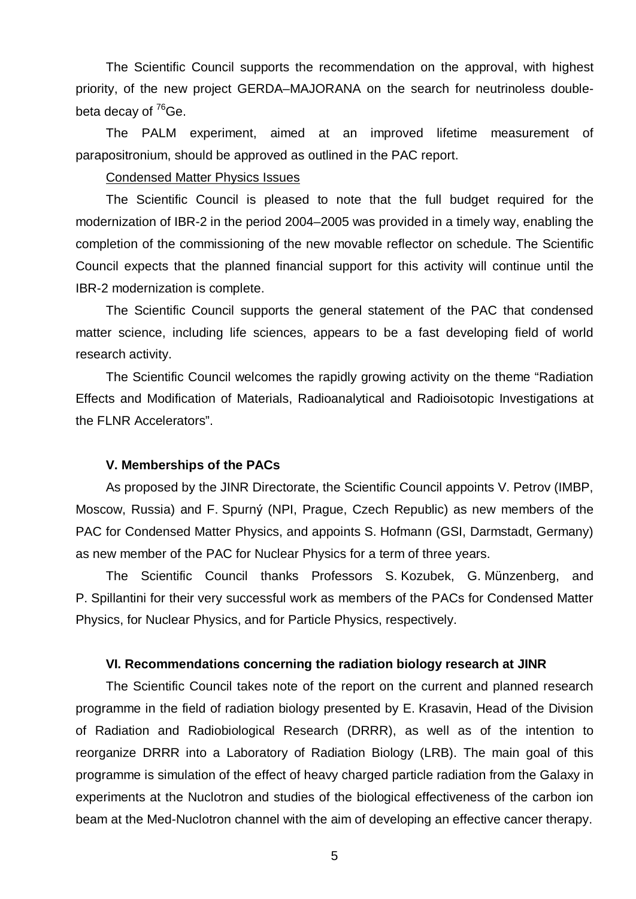The Scientific Council supports the recommendation on the approval, with highest priority, of the new project GERDA–MAJORANA on the search for neutrinoless double-beta decay of $^{76}$Ge.

The PALM experiment, aimed at an improved lifetime measurement of parapositronium, should be approved as outlined in the PAC report.

Condensed Matter Physics Issues

The Scientific Council is pleased to note that the full budget required for the modernization of IBR-2 in the period 2004–2005 was provided in a timely way, enabling the completion of the commissioning of the new movable reflector on schedule. The Scientific Council expects that the planned financial support for this activity will continue until the IBR-2 modernization is complete.

The Scientific Council supports the general statement of the PAC that condensed matter science, including life sciences, appears to be a fast developing field of world research activity.

The Scientific Council welcomes the rapidly growing activity on the theme “Radiation Effects and Modification of Materials, Radioanalytical and Radioisotopic Investigations at the FLNR Accelerators”.

#### V. Memberships of the PACs

As proposed by the JINR Directorate, the Scientific Council appoints V. Petrov (IMBP, Moscow, Russia) and F. Spurný (NPI, Prague, Czech Republic) as new members of the PAC for Condensed Matter Physics, and appoints S. Hofmann (GSI, Darmstadt, Germany) as new member of the PAC for Nuclear Physics for a term of three years.

The Scientific Council thanks Professors S. Kozubek, G. Münzenberg, and P. Spillantini for their very successful work as members of the PACs for Condensed Matter Physics, for Nuclear Physics, and for Particle Physics, respectively.

#### VI. Recommendations concerning the radiation biology research at JINR

The Scientific Council takes note of the report on the current and planned research programme in the field of radiation biology presented by E. Krasavin, Head of the Division of Radiation and Radiobiological Research (DRRR), as well as of the intention to reorganize DRRR into a Laboratory of Radiation Biology (LRB). The main goal of this programme is simulation of the effect of heavy charged particle radiation from the Galaxy in experiments at the Nuclotron and studies of the biological effectiveness of the carbon ion beam at the Med-Nuclotron channel with the aim of developing an effective cancer therapy.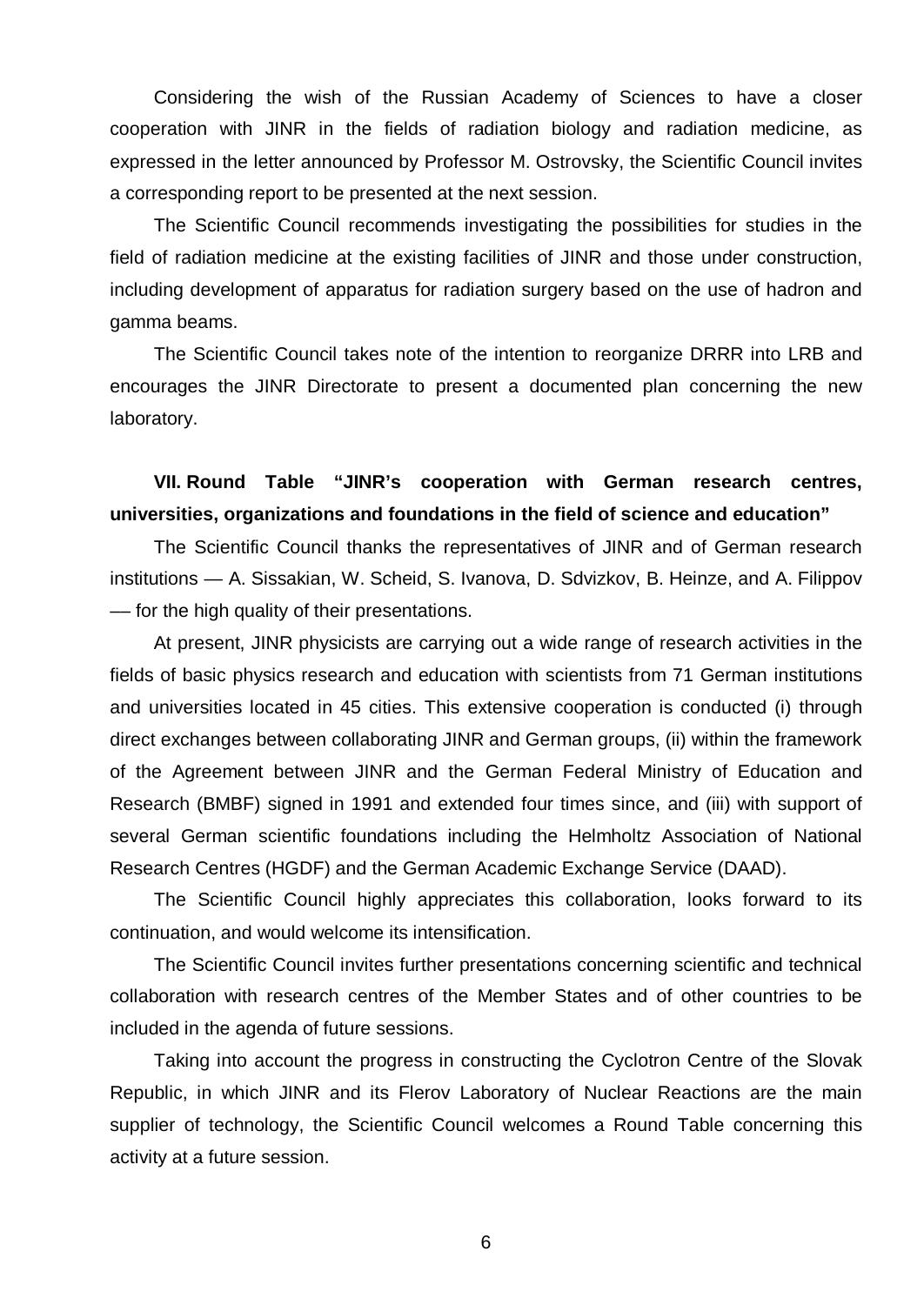Considering the wish of the Russian Academy of Sciences to have a closer cooperation with JINR in the fields of radiation biology and radiation medicine, as expressed in the letter announced by Professor M. Ostrovsky, the Scientific Council invites a corresponding report to be presented at the next session.

The Scientific Council recommends investigating the possibilities for studies in the field of radiation medicine at the existing facilities of JINR and those under construction, including development of apparatus for radiation surgery based on the use of hadron and gamma beams.

The Scientific Council takes note of the intention to reorganize DRRR into LRB and encourages the JINR Directorate to present a documented plan concerning the new laboratory.

## VII. Round Table "JINR's cooperation with German research centres, universities, organizations and foundations in the field of science and education"

The Scientific Council thanks the representatives of JINR and of German research institutions — A. Sissakian, W. Scheid, S. Ivanova, D. Sdvizkov, B. Heinze, and A. Filippov — for the high quality of their presentations.

At present, JINR physicists are carrying out a wide range of research activities in the fields of basic physics research and education with scientists from 71 German institutions and universities located in 45 cities. This extensive cooperation is conducted (i) through direct exchanges between collaborating JINR and German groups, (ii) within the framework of the Agreement between JINR and the German Federal Ministry of Education and Research (BMBF) signed in 1991 and extended four times since, and (iii) with support of several German scientific foundations including the Helmholtz Association of National Research Centres (HGDF) and the German Academic Exchange Service (DAAD).

The Scientific Council highly appreciates this collaboration, looks forward to its continuation, and would welcome its intensification.

The Scientific Council invites further presentations concerning scientific and technical collaboration with research centres of the Member States and of other countries to be included in the agenda of future sessions.

Taking into account the progress in constructing the Cyclotron Centre of the Slovak Republic, in which JINR and its Flerov Laboratory of Nuclear Reactions are the main supplier of technology, the Scientific Council welcomes a Round Table concerning this activity at a future session.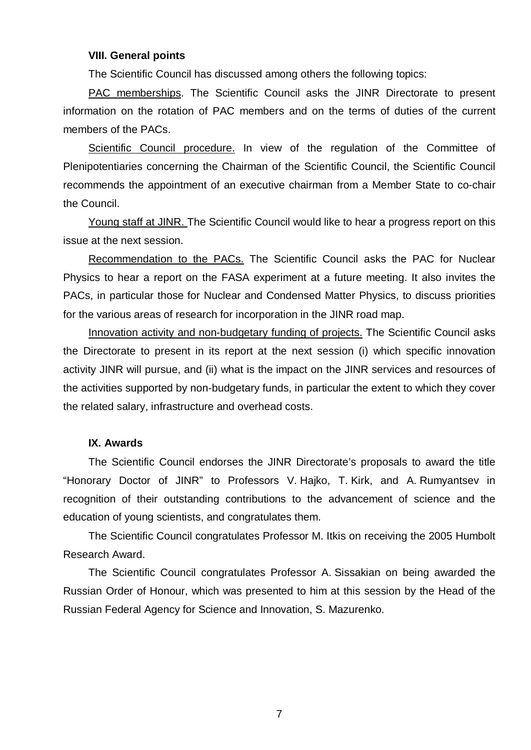## VIII. General points

The Scientific Council has discussed among others the following topics:

PAC memberships. The Scientific Council asks the JINR Directorate to present information on the rotation of PAC members and on the terms of duties of the current members of the PACs.

Scientific Council procedure. In view of the regulation of the Committee of Plenipotentiaries concerning the Chairman of the Scientific Council, the Scientific Council recommends the appointment of an executive chairman from a Member State to co-chair the Council.

Young staff at JINR. The Scientific Council would like to hear a progress report on this issue at the next session.

Recommendation to the PACs. The Scientific Council asks the PAC for Nuclear Physics to hear a report on the FASA experiment at a future meeting. It also invites the PACs, in particular those for Nuclear and Condensed Matter Physics, to discuss priorities for the various areas of research for incorporation in the JINR road map.

Innovation activity and non-budgetary funding of projects. The Scientific Council asks the Directorate to present in its report at the next session (i) which specific innovation activity JINR will pursue, and (ii) what is the impact on the JINR services and resources of the activities supported by non-budgetary funds, in particular the extent to which they cover the related salary, infrastructure and overhead costs.

## IX. Awards

The Scientific Council endorses the JINR Directorate's proposals to award the title "Honorary Doctor of JINR" to Professors V. Hajko, T. Kirk, and A. Rumyantsev in recognition of their outstanding contributions to the advancement of science and the education of young scientists, and congratulates them.

The Scientific Council congratulates Professor M. Itkis on receiving the 2005 Humbolt Research Award.

The Scientific Council congratulates Professor A. Sissakian on being awarded the Russian Order of Honour, which was presented to him at this session by the Head of the Russian Federal Agency for Science and Innovation, S. Mazurenko.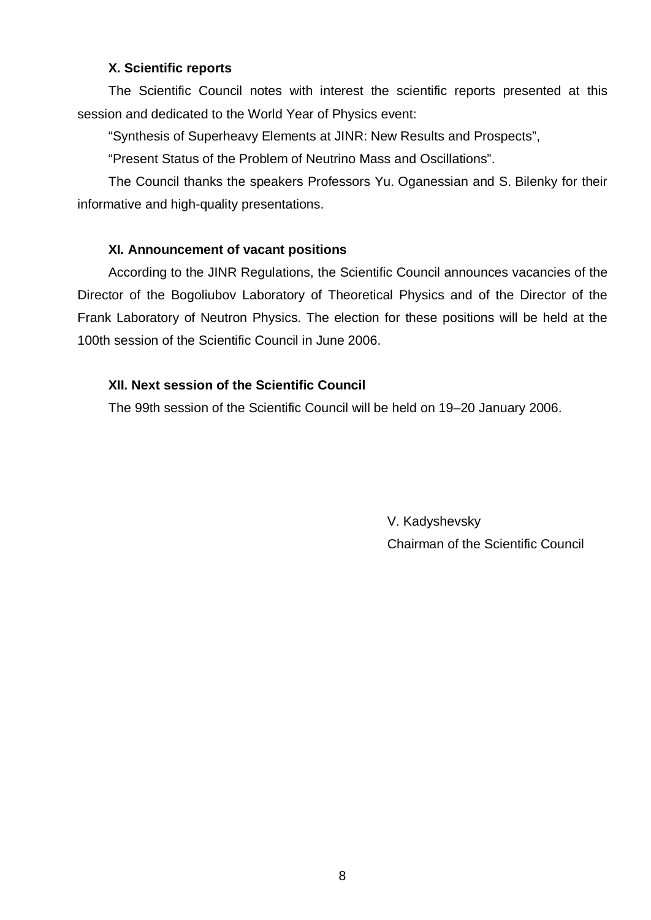### X. Scientific reports

The Scientific Council notes with interest the scientific reports presented at this session and dedicated to the World Year of Physics event:

“Synthesis of Superheavy Elements at JINR: New Results and Prospects”,

“Present Status of the Problem of Neutrino Mass and Oscillations”.

The Council thanks the speakers Professors Yu. Oganessian and S. Bilenky for their informative and high-quality presentations.

### XI. Announcement of vacant positions

According to the JINR Regulations, the Scientific Council announces vacancies of the Director of the Bogoliubov Laboratory of Theoretical Physics and of the Director of the Frank Laboratory of Neutron Physics. The election for these positions will be held at the 100th session of the Scientific Council in June 2006.

### XII. Next session of the Scientific Council

The 99th session of the Scientific Council will be held on 19–20 January 2006.

V. Kadyshevsky
Chairman of the Scientific Council